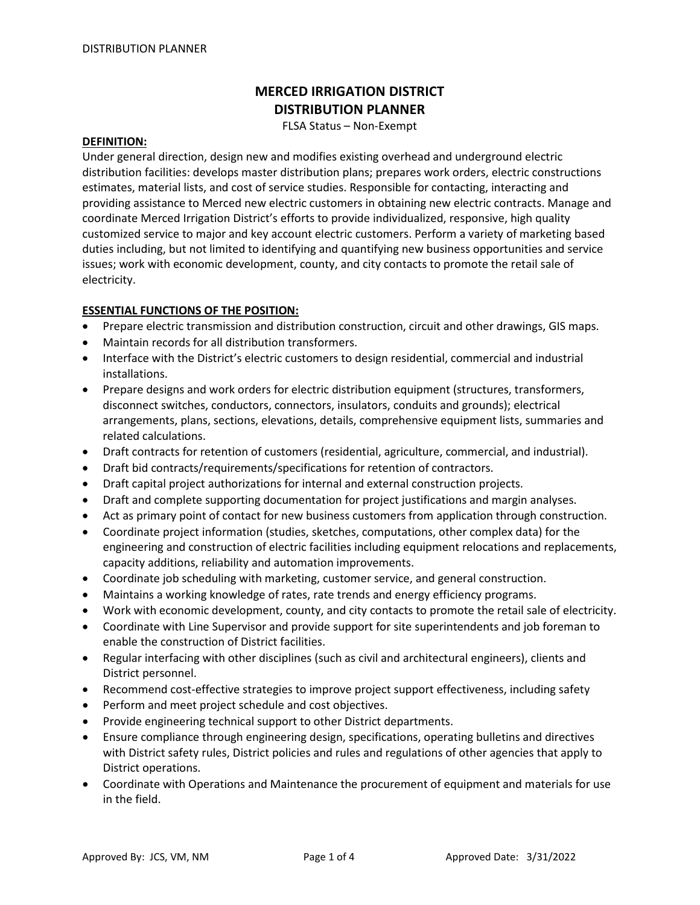# MERCED IRRIGATION DISTRICT
# DISTRIBUTION PLANNER

FLSA Status – Non-Exempt

**DEFINITION:**

Under general direction, design new and modifies existing overhead and underground electric distribution facilities: develops master distribution plans; prepares work orders, electric constructions estimates, material lists, and cost of service studies. Responsible for contacting, interacting and providing assistance to Merced new electric customers in obtaining new electric contracts. Manage and coordinate Merced Irrigation District's efforts to provide individualized, responsive, high quality customized service to major and key account electric customers. Perform a variety of marketing based duties including, but not limited to identifying and quantifying new business opportunities and service issues; work with economic development, county, and city contacts to promote the retail sale of electricity.

**ESSENTIAL FUNCTIONS OF THE POSITION:**

- Prepare electric transmission and distribution construction, circuit and other drawings, GIS maps.
- Maintain records for all distribution transformers.
- Interface with the District's electric customers to design residential, commercial and industrial installations.
- Prepare designs and work orders for electric distribution equipment (structures, transformers, disconnect switches, conductors, connectors, insulators, conduits and grounds); electrical arrangements, plans, sections, elevations, details, comprehensive equipment lists, summaries and related calculations.
- Draft contracts for retention of customers (residential, agriculture, commercial, and industrial).
- Draft bid contracts/requirements/specifications for retention of contractors.
- Draft capital project authorizations for internal and external construction projects.
- Draft and complete supporting documentation for project justifications and margin analyses.
- Act as primary point of contact for new business customers from application through construction.
- Coordinate project information (studies, sketches, computations, other complex data) for the engineering and construction of electric facilities including equipment relocations and replacements, capacity additions, reliability and automation improvements.
- Coordinate job scheduling with marketing, customer service, and general construction.
- Maintains a working knowledge of rates, rate trends and energy efficiency programs.
- Work with economic development, county, and city contacts to promote the retail sale of electricity.
- Coordinate with Line Supervisor and provide support for site superintendents and job foreman to enable the construction of District facilities.
- Regular interfacing with other disciplines (such as civil and architectural engineers), clients and District personnel.
- Recommend cost-effective strategies to improve project support effectiveness, including safety
- Perform and meet project schedule and cost objectives.
- Provide engineering technical support to other District departments.
- Ensure compliance through engineering design, specifications, operating bulletins and directives with District safety rules, District policies and rules and regulations of other agencies that apply to District operations.
- Coordinate with Operations and Maintenance the procurement of equipment and materials for use in the field.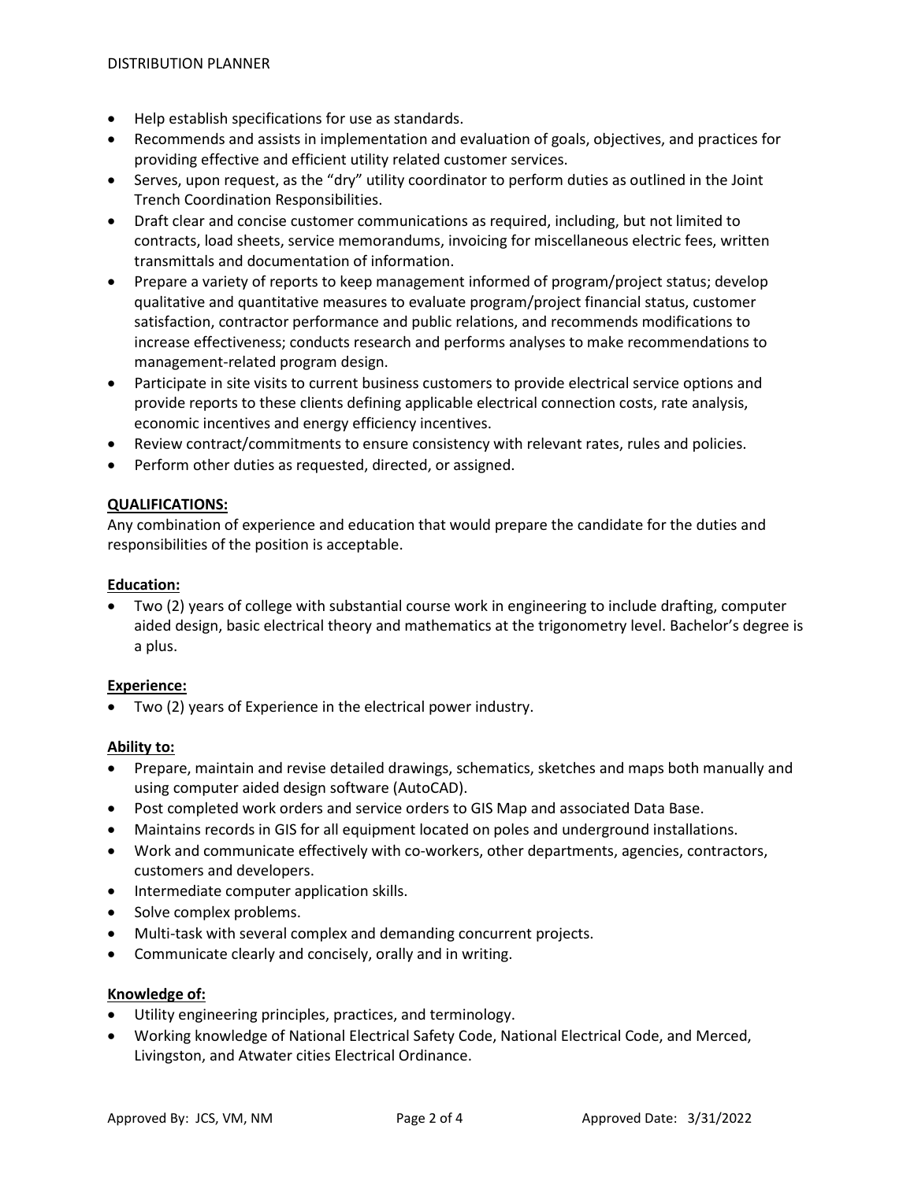- Help establish specifications for use as standards.
- Recommends and assists in implementation and evaluation of goals, objectives, and practices for providing effective and efficient utility related customer services.
- Serves, upon request, as the "dry" utility coordinator to perform duties as outlined in the Joint Trench Coordination Responsibilities.
- Draft clear and concise customer communications as required, including, but not limited to contracts, load sheets, service memorandums, invoicing for miscellaneous electric fees, written transmittals and documentation of information.
- Prepare a variety of reports to keep management informed of program/project status; develop qualitative and quantitative measures to evaluate program/project financial status, customer satisfaction, contractor performance and public relations, and recommends modifications to increase effectiveness; conducts research and performs analyses to make recommendations to management-related program design.
- Participate in site visits to current business customers to provide electrical service options and provide reports to these clients defining applicable electrical connection costs, rate analysis, economic incentives and energy efficiency incentives.
- Review contract/commitments to ensure consistency with relevant rates, rules and policies.
- Perform other duties as requested, directed, or assigned.

## QUALIFICATIONS:

Any combination of experience and education that would prepare the candidate for the duties and responsibilities of the position is acceptable.

### Education:

- Two (2) years of college with substantial course work in engineering to include drafting, computer aided design, basic electrical theory and mathematics at the trigonometry level. Bachelor's degree is a plus.

### Experience:

- Two (2) years of Experience in the electrical power industry.

### Ability to:

- Prepare, maintain and revise detailed drawings, schematics, sketches and maps both manually and using computer aided design software (AutoCAD).
- Post completed work orders and service orders to GIS Map and associated Data Base.
- Maintains records in GIS for all equipment located on poles and underground installations.
- Work and communicate effectively with co-workers, other departments, agencies, contractors, customers and developers.
- Intermediate computer application skills.
- Solve complex problems.
- Multi-task with several complex and demanding concurrent projects.
- Communicate clearly and concisely, orally and in writing.

### Knowledge of:

- Utility engineering principles, practices, and terminology.
- Working knowledge of National Electrical Safety Code, National Electrical Code, and Merced, Livingston, and Atwater cities Electrical Ordinance.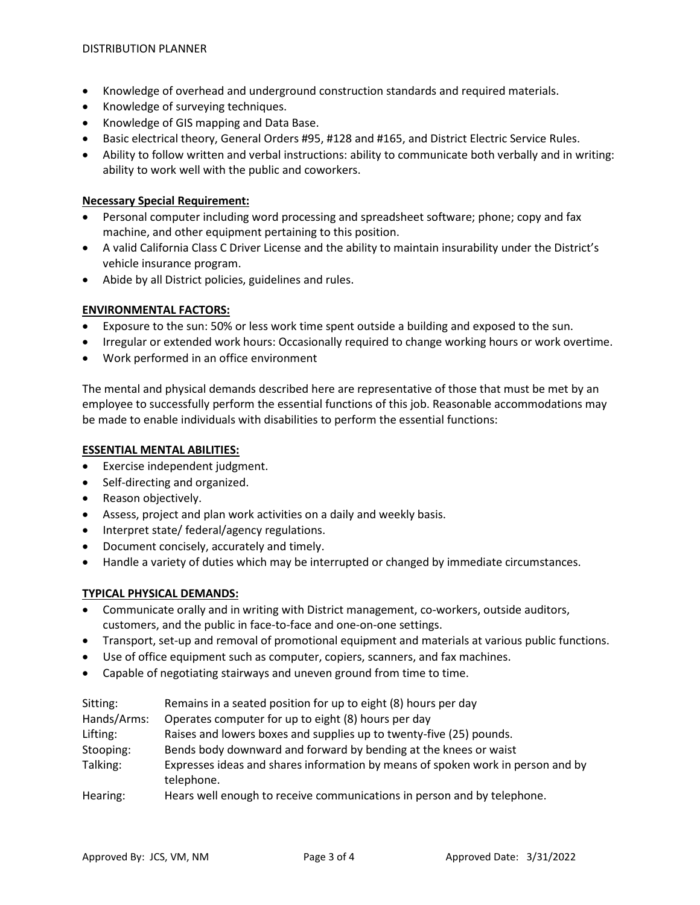- Knowledge of overhead and underground construction standards and required materials.
- Knowledge of surveying techniques.
- Knowledge of GIS mapping and Data Base.
- Basic electrical theory, General Orders #95, #128 and #165, and District Electric Service Rules.
- Ability to follow written and verbal instructions: ability to communicate both verbally and in writing: ability to work well with the public and coworkers.

**Necessary Special Requirement:**

- Personal computer including word processing and spreadsheet software; phone; copy and fax machine, and other equipment pertaining to this position.
- A valid California Class C Driver License and the ability to maintain insurability under the District's vehicle insurance program.
- Abide by all District policies, guidelines and rules.

**ENVIRONMENTAL FACTORS:**

- Exposure to the sun: 50% or less work time spent outside a building and exposed to the sun.
- Irregular or extended work hours: Occasionally required to change working hours or work overtime.
- Work performed in an office environment

The mental and physical demands described here are representative of those that must be met by an employee to successfully perform the essential functions of this job. Reasonable accommodations may be made to enable individuals with disabilities to perform the essential functions:

**ESSENTIAL MENTAL ABILITIES:**

- Exercise independent judgment.
- Self-directing and organized.
- Reason objectively.
- Assess, project and plan work activities on a daily and weekly basis.
- Interpret state/ federal/agency regulations.
- Document concisely, accurately and timely.
- Handle a variety of duties which may be interrupted or changed by immediate circumstances.

**TYPICAL PHYSICAL DEMANDS:**

- Communicate orally and in writing with District management, co-workers, outside auditors, customers, and the public in face-to-face and one-on-one settings.
- Transport, set-up and removal of promotional equipment and materials at various public functions.
- Use of office equipment such as computer, copiers, scanners, and fax machines.
- Capable of negotiating stairways and uneven ground from time to time.

| | |
|---|---|
| Sitting: | Remains in a seated position for up to eight (8) hours per day |
| Hands/Arms: | Operates computer for up to eight (8) hours per day |
| Lifting: | Raises and lowers boxes and supplies up to twenty-five (25) pounds. |
| Stooping: | Bends body downward and forward by bending at the knees or waist |
| Talking: | Expresses ideas and shares information by means of spoken work in person and by telephone. |
| Hearing: | Hears well enough to receive communications in person and by telephone. |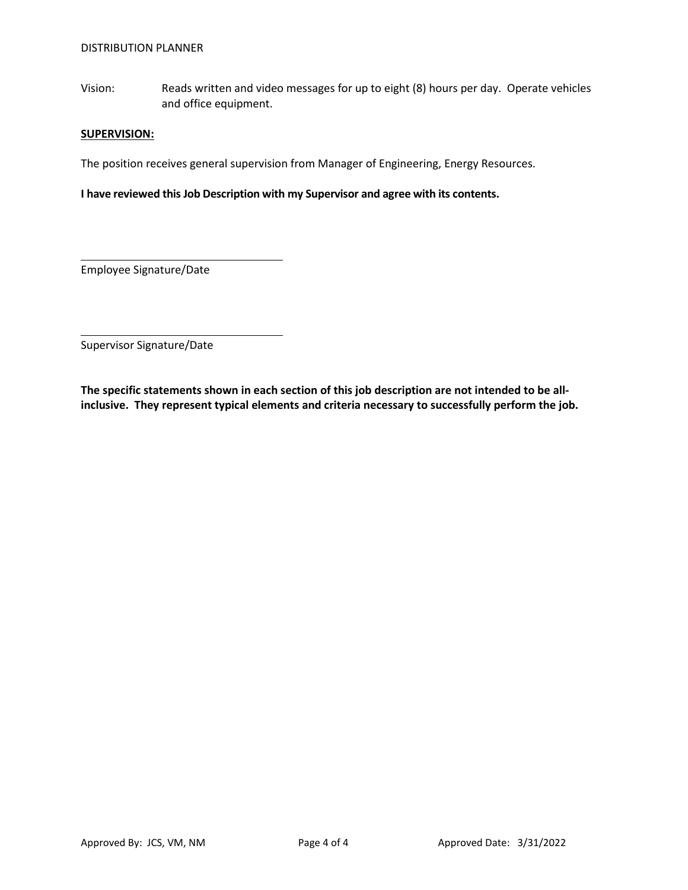Vision: Reads written and video messages for up to eight (8) hours per day. Operate vehicles and office equipment.

**SUPERVISION:**

The position receives general supervision from Manager of Engineering, Energy Resources.

**I have reviewed this Job Description with my Supervisor and agree with its contents.**

\_\_\_\_\_\_\_\_\_\_\_\_\_\_\_\_\_\_\_\_\_\_\_\_\_\_\_\_\_\_\_\_

Employee Signature/Date

\_\_\_\_\_\_\_\_\_\_\_\_\_\_\_\_\_\_\_\_\_\_\_\_\_\_\_\_\_\_\_\_

Supervisor Signature/Date

**The specific statements shown in each section of this job description are not intended to be all-inclusive. They represent typical elements and criteria necessary to successfully perform the job.**

Approved By: JCS, VM, NM Approved Date: 3/31/2022